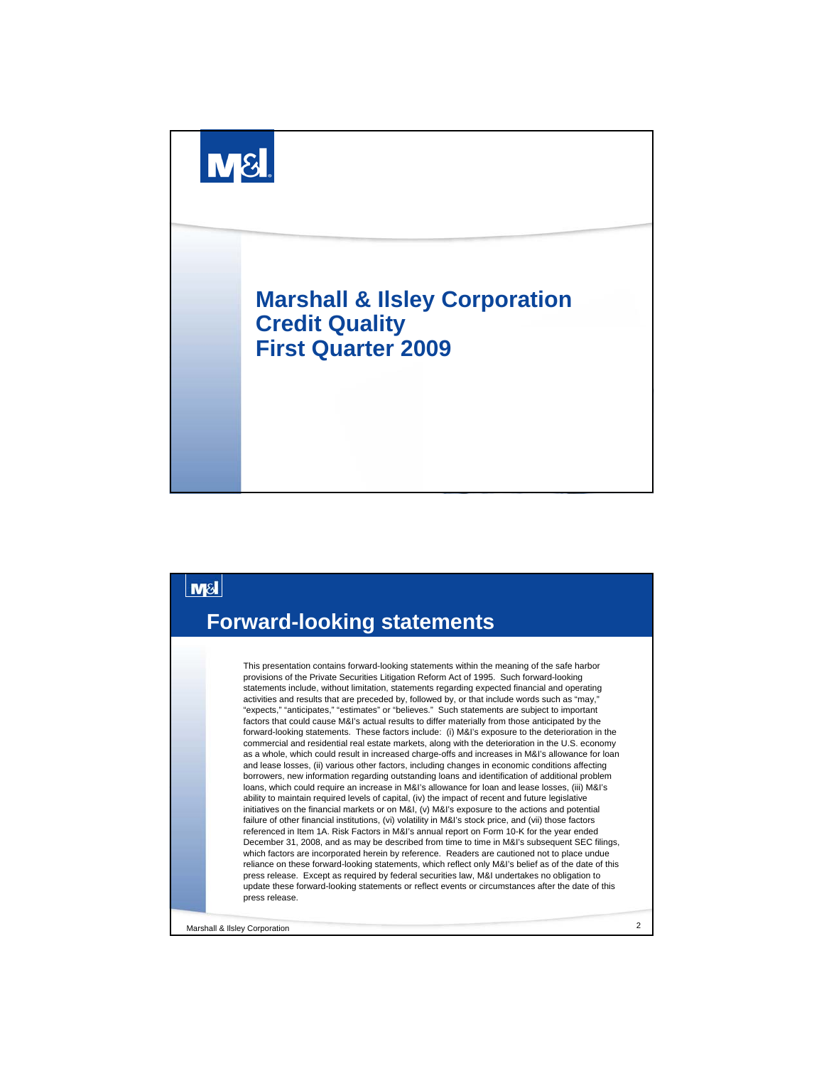# Marshall & Ilsley Corporation Credit Quality First Quarter 2009

## Forward-looking statements

This presentation contains forward-looking statements within the meaning of the safe harbor provisions of the Private Securities Litigation Reform Act of 1995. Such forward-looking statements include, without limitation, statements regarding expected financial and operating activities and results that are preceded by, followed by, or that include words such as "may," "expects," "anticipates," "estimates" or "believes." Such statements are subject to important factors that could cause M&I's actual results to differ materially from those anticipated by the forward-looking statements. These factors include: (i) M&I's exposure to the deterioration in the commercial and residential real estate markets, along with the deterioration in the U.S. economy as a whole, which could result in increased charge-offs and increases in M&I's allowance for loan and lease losses, (ii) various other factors, including changes in economic conditions affecting borrowers, new information regarding outstanding loans and identification of additional problem loans, which could require an increase in M&I's allowance for loan and lease losses, (iii) M&I's ability to maintain required levels of capital, (iv) the impact of recent and future legislative initiatives on the financial markets or on M&I, (v) M&I's exposure to the actions and potential failure of other financial institutions, (vi) volatility in M&I's stock price, and (vii) those factors referenced in Item 1A. Risk Factors in M&I's annual report on Form 10-K for the year ended December 31, 2008, and as may be described from time to time in M&I's subsequent SEC filings, which factors are incorporated herein by reference. Readers are cautioned not to place undue reliance on these forward-looking statements, which reflect only M&I's belief as of the date of this press release. Except as required by federal securities law, M&I undertakes no obligation to update these forward-looking statements or reflect events or circumstances after the date of this press release.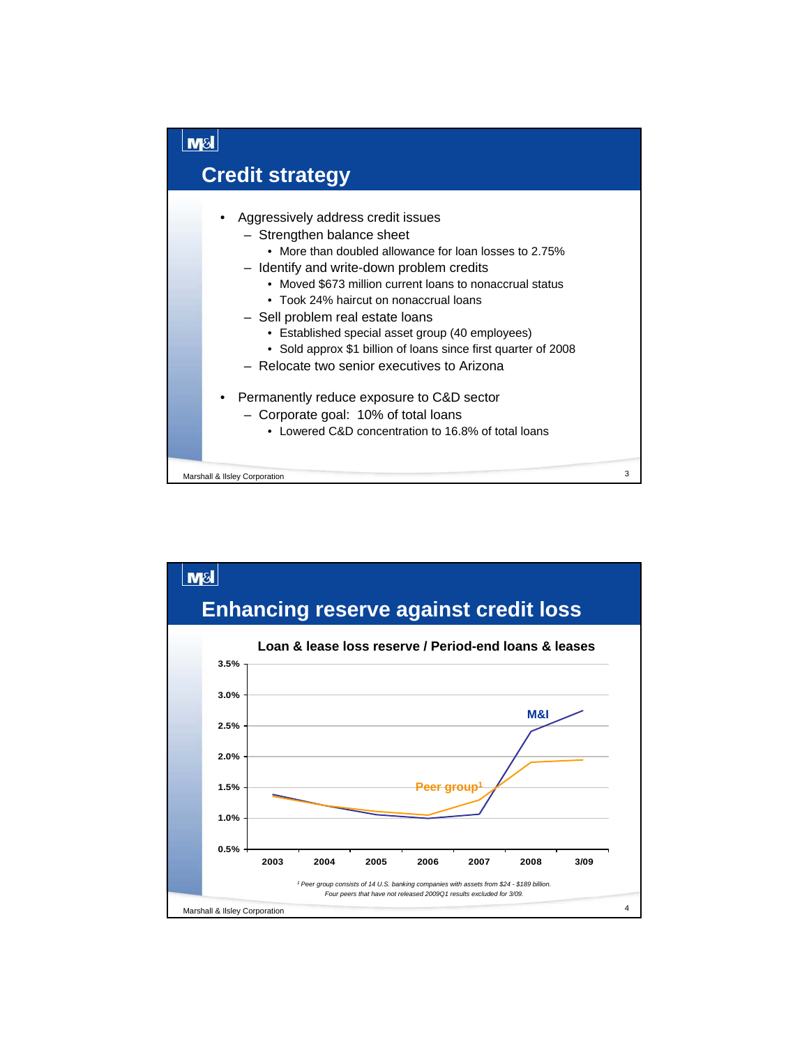# Credit strategy

- Aggressively address credit issues
  - Strengthen balance sheet
    - More than doubled allowance for loan losses to 2.75%
  - Identify and write-down problem credits
    - Moved $673 million current loans to nonaccrual status
    - Took 24% haircut on nonaccrual loans
  - Sell problem real estate loans
    - Established special asset group (40 employees)
    - Sold approx $1 billion of loans since first quarter of 2008
  - Relocate two senior executives to Arizona

- Permanently reduce exposure to C&D sector
  - Corporate goal: 10% of total loans
    - Lowered C&D concentration to 16.8% of total loans

# Enhancing reserve against credit loss

**Loan & lease loss reserve / Period-end loans & leases**

| | 2003 | 2004 | 2005 | 2006 | 2007 | 2008 | 3/09 |
|---|---|---|---|---|---|---|---|
| M&I | ~1.4% | ~1.2% | ~1.05% | ~1.0% | ~1.05% | ~2.4% | ~2.75% |
| Peer group[1] | ~1.35% | ~1.2% | ~1.1% | ~1.05% | ~1.3% | ~1.9% | ~1.95% |

*[1] Peer group consists of 14 U.S. banking companies with assets from $24 - $189 billion. Four peers that have not released 2009Q1 results excluded for 3/09.*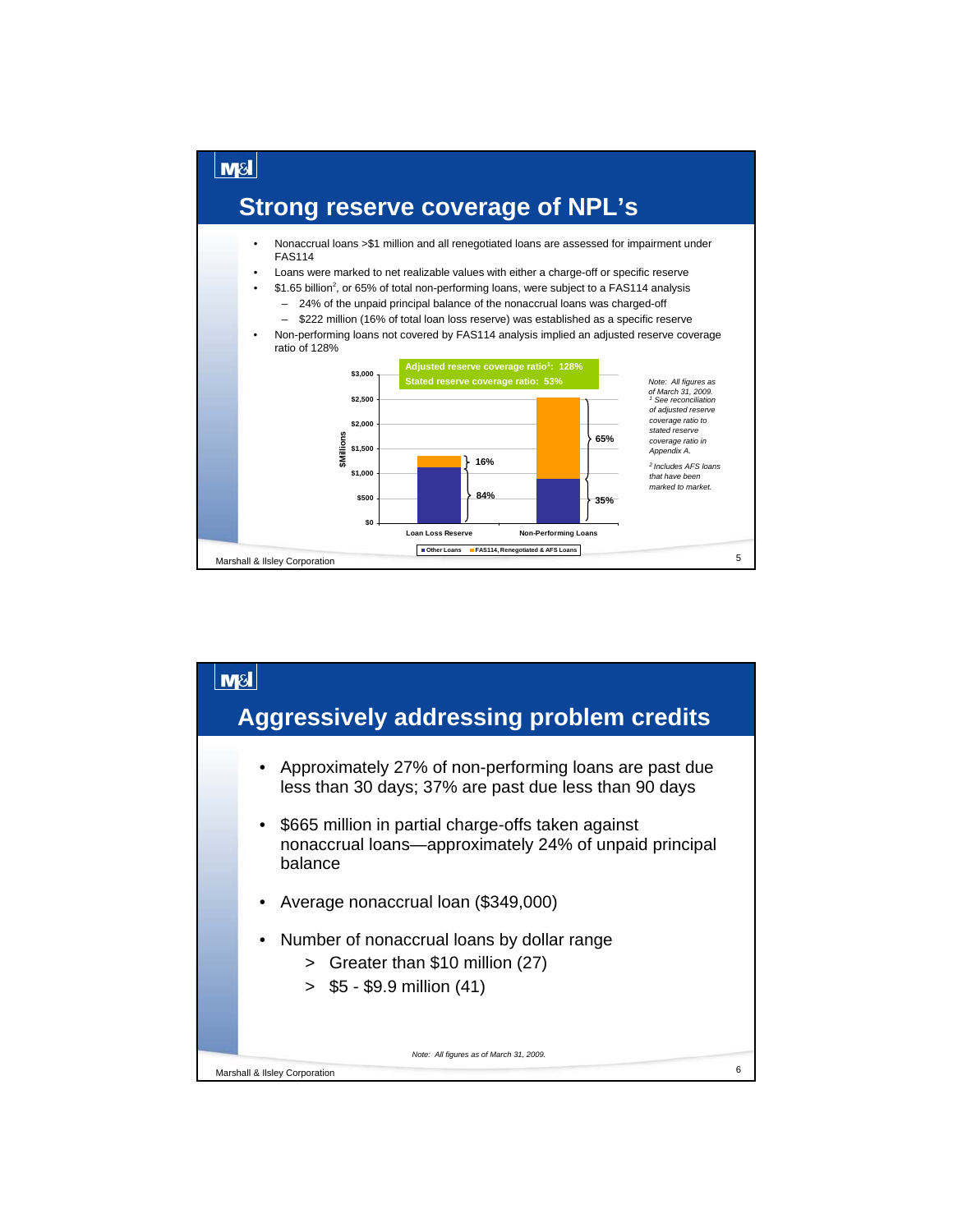## Strong reserve coverage of NPL's

- Nonaccrual loans >$1 million and all renegotiated loans are assessed for impairment under FAS114
- Loans were marked to net realizable values with either a charge-off or specific reserve
- $1.65 billion[2], or 65% of total non-performing loans, were subject to a FAS114 analysis
  - 24% of the unpaid principal balance of the nonaccrual loans was charged-off
  - $222 million (16% of total loan loss reserve) was established as a specific reserve
- Non-performing loans not covered by FAS114 analysis implied an adjusted reserve coverage ratio of 128%

**Adjusted reserve coverage ratio[1]: 128%**
**Stated reserve coverage ratio: 53%**

| $Millions | Other Loans | FAS114, Renegotiated & AFS Loans |
|---|---|---|
| Loan Loss Reserve | 84% | 16% |
| Non-Performing Loans | 35% | 65% |

*Note: All figures as of March 31, 2009.*
*[1] See reconciliation of adjusted reserve coverage ratio to stated reserve coverage ratio in Appendix A.*
*[2] Includes AFS loans that have been marked to market.*

## Aggressively addressing problem credits

- Approximately 27% of non-performing loans are past due less than 30 days; 37% are past due less than 90 days
- $665 million in partial charge-offs taken against nonaccrual loans—approximately 24% of unpaid principal balance
- Average nonaccrual loan ($349,000)
- Number of nonaccrual loans by dollar range
  - > Greater than $10 million (27)
  - > $5 - $9.9 million (41)

*Note: All figures as of March 31, 2009.*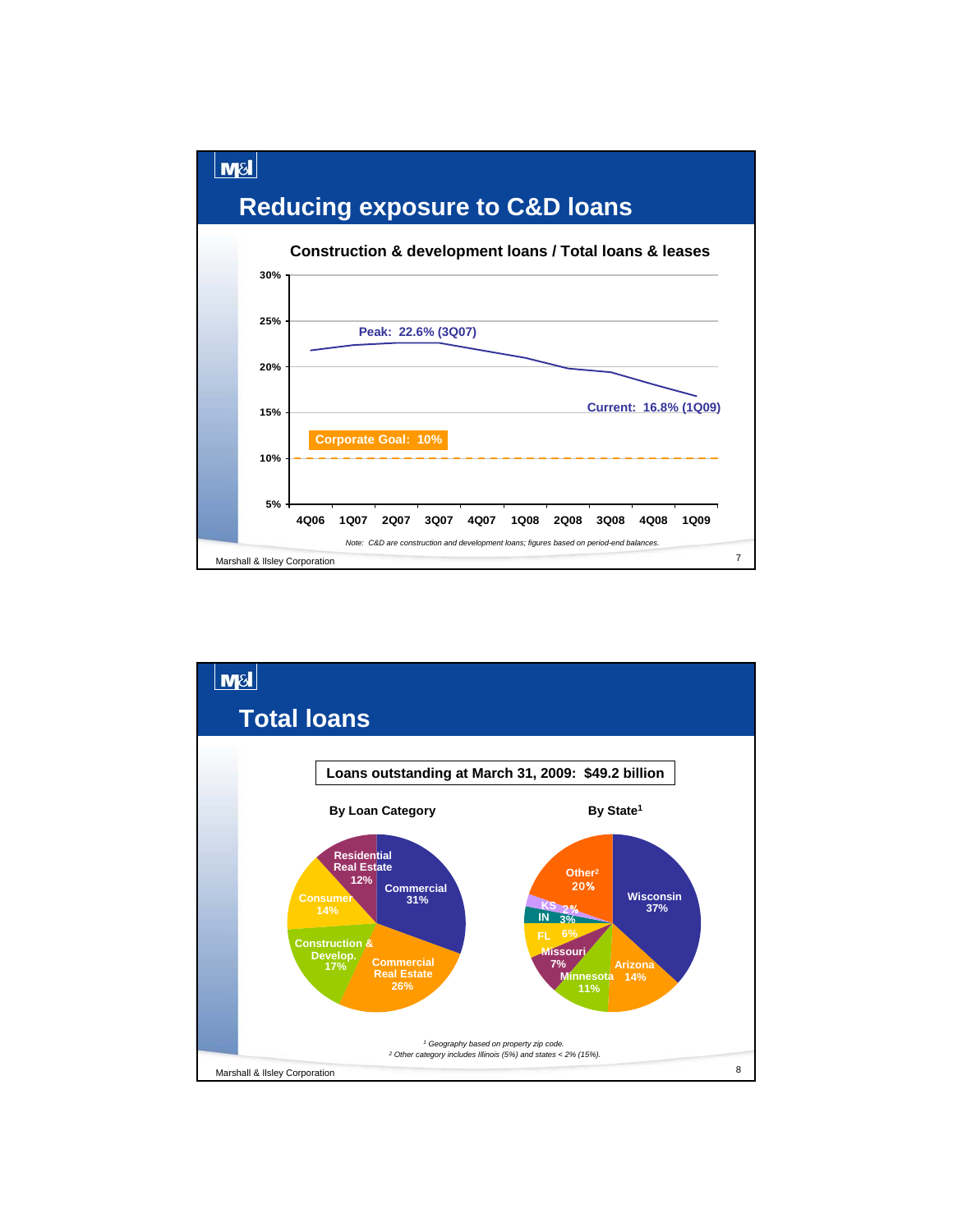# Reducing exposure to C&D loans

**Construction & development loans / Total loans & leases**

| Quarter | C&D loans / Total loans & leases |
|---|---|
| 4Q06 | |
| 1Q07 | |
| 2Q07 | |
| 3Q07 | Peak: 22.6% (3Q07) |
| 4Q07 | |
| 1Q08 | |
| 2Q08 | |
| 3Q08 | |
| 4Q08 | |
| 1Q09 | Current: 16.8% (1Q09) |

Corporate Goal: 10%

*Note: C&D are construction and development loans; figures based on period-end balances.*

Marshall & Ilsley Corporation

# Total loans

**Loans outstanding at March 31, 2009: $49.2 billion**

**By Loan Category**

| Category | Share |
|---|---|
| Commercial | 31% |
| Commercial Real Estate | 26% |
| Construction & Develop. | 17% |
| Consumer | 14% |
| Residential Real Estate | 12% |

**By State[1]**

| State | Share |
|---|---|
| Wisconsin | 37% |
| Arizona | 14% |
| Minnesota | 11% |
| Missouri | 7% |
| FL | 6% |
| IN | 3% |
| KS | 2% |
| Other[2] | 20% |

*[1] Geography based on property zip code.*
*[2] Other category includes Illinois (5%) and states < 2% (15%).*

Marshall & Ilsley Corporation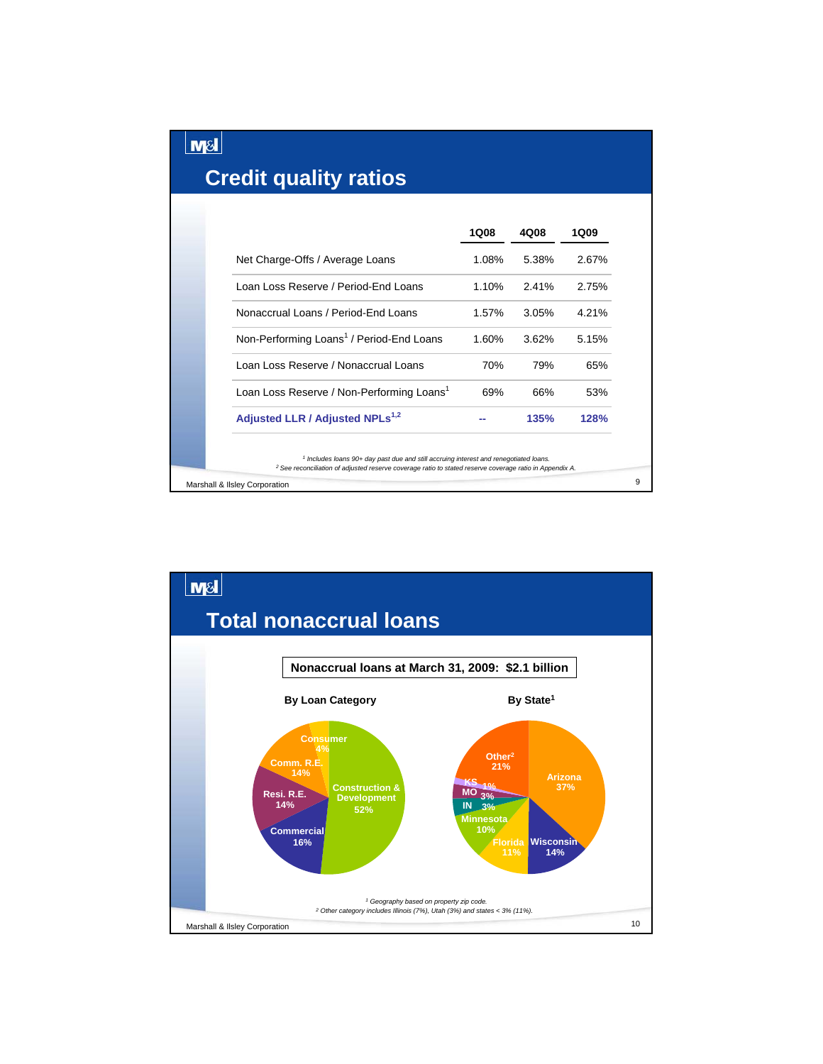# Credit quality ratios

| | 1Q08 | 4Q08 | 1Q09 |
|---|---|---|---|
| Net Charge-Offs / Average Loans | 1.08% | 5.38% | 2.67% |
| Loan Loss Reserve / Period-End Loans | 1.10% | 2.41% | 2.75% |
| Nonaccrual Loans / Period-End Loans | 1.57% | 3.05% | 4.21% |
| Non-Performing Loans[1] / Period-End Loans | 1.60% | 3.62% | 5.15% |
| Loan Loss Reserve / Nonaccrual Loans | 70% | 79% | 65% |
| Loan Loss Reserve / Non-Performing Loans[1] | 69% | 66% | 53% |
| **Adjusted LLR / Adjusted NPLs[1,2]** | **--** | **135%** | **128%** |

*[1] Includes loans 90+ day past due and still accruing interest and renegotiated loans.*
*[2] See reconciliation of adjusted reserve coverage ratio to stated reserve coverage ratio in Appendix A.*

# Total nonaccrual loans

**Nonaccrual loans at March 31, 2009: $2.1 billion**

**By Loan Category**

- Construction & Development 52%
- Commercial 16%
- Resi. R.E. 14%
- Comm. R.E. 14%
- Consumer 4%

**By State[1]**

- Arizona 37%
- Wisconsin 14%
- Florida 11%
- Minnesota 10%
- IN 3%
- MO 3%
- KS 1%
- Other[2] 21%

*[1] Geography based on property zip code.*
*[2] Other category includes Illinois (7%), Utah (3%) and states < 3% (11%).*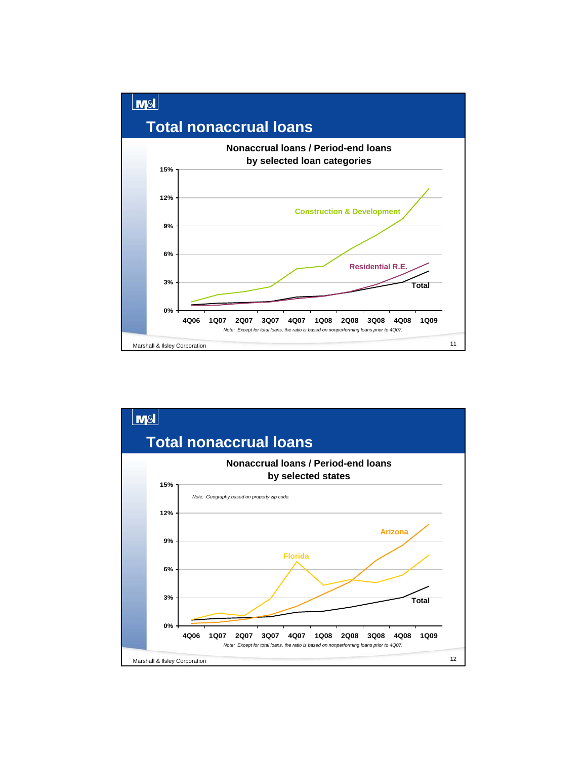## Total nonaccrual loans

**Nonaccrual loans / Period-end loans by selected loan categories**

15%
12%
9%
6%
3%
0%

Construction & Development

Residential R.E.

Total

4Q06 1Q07 2Q07 3Q07 4Q07 1Q08 2Q08 3Q08 4Q08 1Q09

*Note: Except for total loans, the ratio is based on nonperforming loans prior to 4Q07.*

Marshall & Ilsley Corporation

## Total nonaccrual loans

**Nonaccrual loans / Period-end loans by selected states**

15%
12%
9%
6%
3%
0%

*Note: Geography based on property zip code.*

Arizona

Florida

Total

4Q06 1Q07 2Q07 3Q07 4Q07 1Q08 2Q08 3Q08 4Q08 1Q09

*Note: Except for total loans, the ratio is based on nonperforming loans prior to 4Q07.*

Marshall & Ilsley Corporation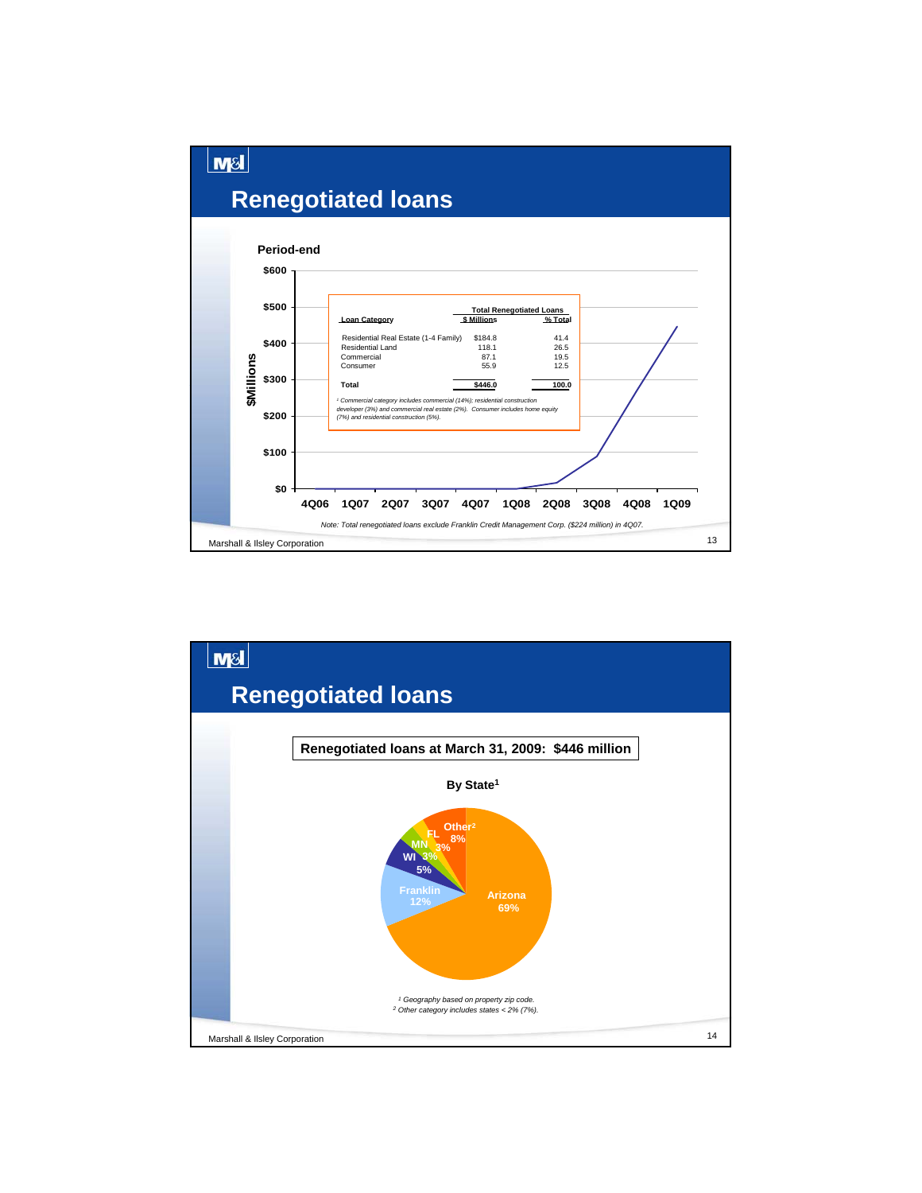# Renegotiated loans

**Period-end**

| Loan Category | Total Renegotiated Loans $ Millions | % Total |
|---|---|---|
| Residential Real Estate (1-4 Family) | $184.8 | 41.4 |
| Residential Land | 118.1 | 26.5 |
| Commercial | 87.1 | 19.5 |
| Consumer | 55.9 | 12.5 |
| **Total** | **$446.0** | **100.0** |

*[1] Commercial category includes commercial (14%); residential construction developer (3%) and commercial real estate (2%). Consumer includes home equity (7%) and residential construction (5%).*

*Note: Total renegotiated loans exclude Franklin Credit Management Corp. ($224 million) in 4Q07.*

# Renegotiated loans

**Renegotiated loans at March 31, 2009: $446 million**

**By State[1]**

| State | % |
|---|---|
| Arizona | 69% |
| Franklin | 12% |
| WI | 5% |
| MN | 3% |
| FL | 3% |
| Other[2] | 8% |

*[1] Geography based on property zip code.*
*[2] Other category includes states < 2% (7%).*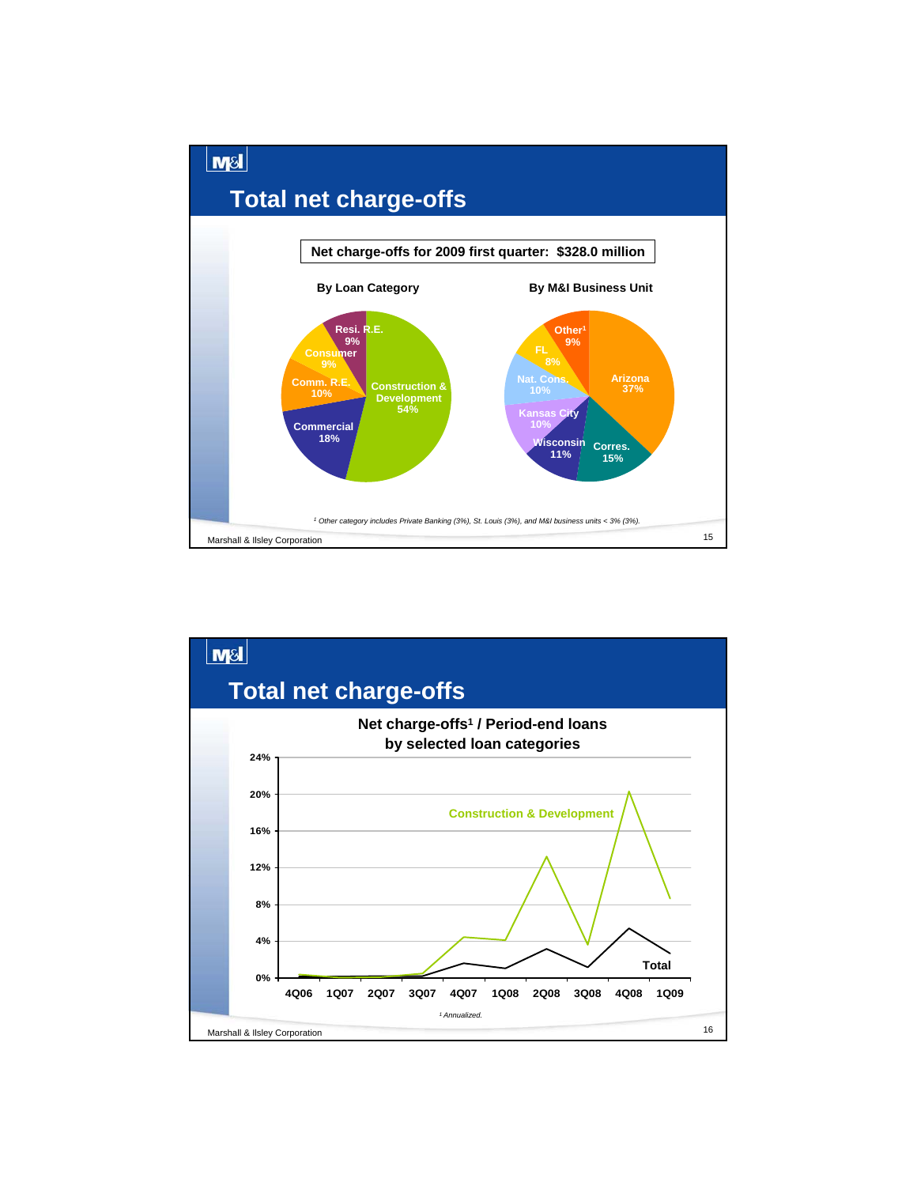## Total net charge-offs

**Net charge-offs for 2009 first quarter: $328.0 million**

**By Loan Category**

- Construction & Development 54%
- Commercial 18%
- Comm. R.E. 10%
- Consumer 9%
- Resi. R.E. 9%

**By M&I Business Unit**

- Arizona 37%
- Corres. 15%
- Wisconsin 11%
- Kansas City 10%
- Nat. Cons. 10%
- FL 8%
- Other[1] 9%

[1] Other category includes Private Banking (3%), St. Louis (3%), and M&I business units < 3% (3%).

Marshall & Ilsley Corporation

## Total net charge-offs

**Net charge-offs[1] / Period-end loans by selected loan categories**

Series: Construction & Development; Total

Y-axis: 0%, 4%, 8%, 12%, 16%, 20%, 24%

X-axis: 4Q06, 1Q07, 2Q07, 3Q07, 4Q07, 1Q08, 2Q08, 3Q08, 4Q08, 1Q09

[1] Annualized.

Marshall & Ilsley Corporation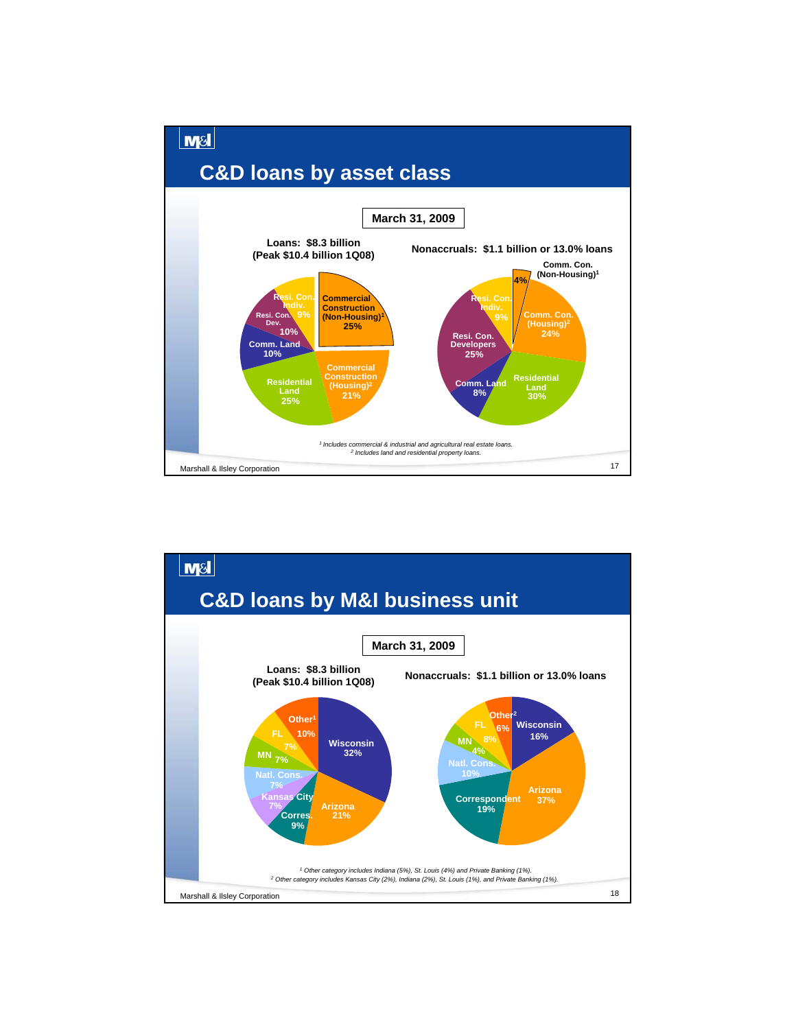## C&D loans by asset class

**March 31, 2009**

**Loans: $8.3 billion (Peak $10.4 billion 1Q08)**

| Asset class | % |
| --- | --- |
| Commercial Construction (Non-Housing)[1] | 25% |
| Commercial Construction (Housing)[2] | 21% |
| Residential Land | 25% |
| Comm. Land | 10% |
| Resi. Con. Dev. | 10% |
| Resi. Con. Indiv. | 9% |

**Nonaccruals: $1.1 billion or 13.0% loans**

| Asset class | % |
| --- | --- |
| Comm. Con. (Non-Housing)[1] | 4% |
| Comm. Con. (Housing)[2] | 24% |
| Residential Land | 30% |
| Comm. Land | 8% |
| Resi. Con. Developers | 25% |
| Resi. Con. Indiv. | 9% |

*[1] Includes commercial & industrial and agricultural real estate loans.*
*[2] Includes land and residential property loans.*

## C&D loans by M&I business unit

**March 31, 2009**

**Loans: $8.3 billion (Peak $10.4 billion 1Q08)**

| Business unit | % |
| --- | --- |
| Wisconsin | 32% |
| Arizona | 21% |
| Corres. | 9% |
| Kansas City | 7% |
| Natl. Cons. | 7% |
| MN | 7% |
| FL | 7% |
| Other[1] | 10% |

**Nonaccruals: $1.1 billion or 13.0% loans**

| Business unit | % |
| --- | --- |
| Wisconsin | 16% |
| Arizona | 37% |
| Correspondent | 19% |
| Natl. Cons. | 10% |
| MN | 4% |
| FL | 8% |
| Other[2] | 6% |

*[1] Other category includes Indiana (5%), St. Louis (4%) and Private Banking (1%).*
*[2] Other category includes Kansas City (2%), Indiana (2%), St. Louis (1%), and Private Banking (1%).*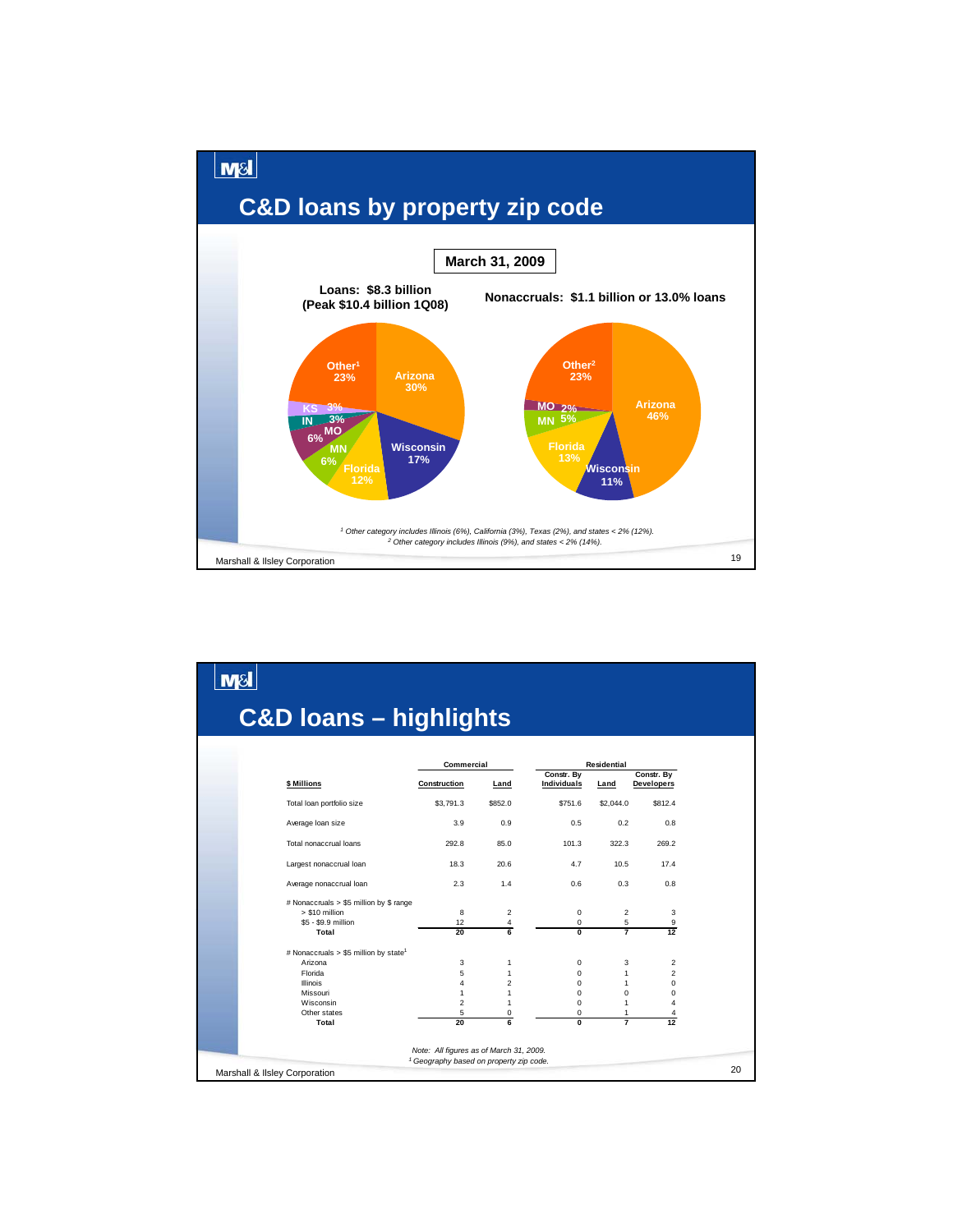# C&D loans by property zip code

**March 31, 2009**

**Loans: $8.3 billion**
**(Peak $10.4 billion 1Q08)**

| Region | % |
|---|---|
| Arizona | 30% |
| Wisconsin | 17% |
| Florida | 12% |
| MN | 6% |
| MO | 6% |
| IN | 3% |
| KS | 3% |
| Other[1] | 23% |

**Nonaccruals: $1.1 billion or 13.0% loans**

| Region | % |
|---|---|
| Arizona | 46% |
| Wisconsin | 11% |
| Florida | 13% |
| MN | 5% |
| MO | 2% |
| Other[2] | 23% |

*[1] Other category includes Illinois (6%), California (3%), Texas (2%), and states < 2% (12%).*
*[2] Other category includes Illinois (9%), and states < 2% (14%).*

# C&D loans – highlights

| $ Millions | Commercial | | Residential | | |
|---|---|---|---|---|---|
| | Construction | Land | Constr. By Individuals | Land | Constr. By Developers |
| Total loan portfolio size | $3,791.3 | $852.0 | $751.6 | $2,044.0 | $812.4 |
| Average loan size | 3.9 | 0.9 | 0.5 | 0.2 | 0.8 |
| Total nonaccrual loans | 292.8 | 85.0 | 101.3 | 322.3 | 269.2 |
| Largest nonaccrual loan | 18.3 | 20.6 | 4.7 | 10.5 | 17.4 |
| Average nonaccrual loan | 2.3 | 1.4 | 0.6 | 0.3 | 0.8 |
| # Nonaccruals > $5 million by $ range | | | | | |
| > $10 million | 8 | 2 | 0 | 2 | 3 |
| $5 - $9.9 million | 12 | 4 | 0 | 5 | 9 |
| **Total** | **20** | **6** | **0** | **7** | **12** |
| # Nonaccruals > $5 million by state[1] | | | | | |
| Arizona | 3 | 1 | 0 | 3 | 2 |
| Florida | 5 | 1 | 0 | 1 | 2 |
| Illinois | 4 | 2 | 0 | 1 | 0 |
| Missouri | 1 | 1 | 0 | 0 | 0 |
| Wisconsin | 2 | 1 | 0 | 1 | 4 |
| Other states | 5 | 0 | 0 | 1 | 4 |
| **Total** | **20** | **6** | **0** | **7** | **12** |

*Note: All figures as of March 31, 2009.*
*[1] Geography based on property zip code.*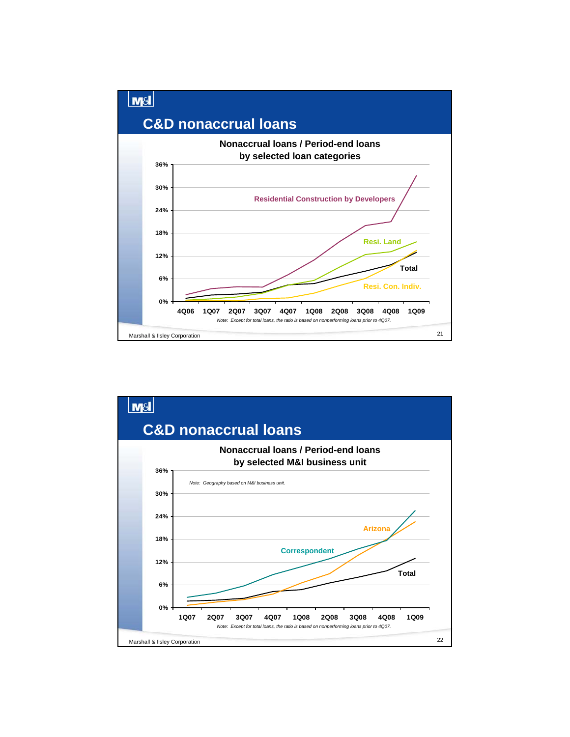## C&D nonaccrual loans

**Nonaccrual loans / Period-end loans by selected loan categories**

36%
30%
24%
18%
12%
6%
0%

Residential Construction by Developers

Resi. Land

Total

Resi. Con. Indiv.

4Q06 1Q07 2Q07 3Q07 4Q07 1Q08 2Q08 3Q08 4Q08 1Q09

*Note: Except for total loans, the ratio is based on nonperforming loans prior to 4Q07.*

Marshall & Ilsley Corporation

## C&D nonaccrual loans

**Nonaccrual loans / Period-end loans by selected M&I business unit**

36%
30%
24%
18%
12%
6%
0%

*Note: Geography based on M&I business unit.*

Arizona

Correspondent

Total

1Q07 2Q07 3Q07 4Q07 1Q08 2Q08 3Q08 4Q08 1Q09

*Note: Except for total loans, the ratio is based on nonperforming loans prior to 4Q07.*

Marshall & Ilsley Corporation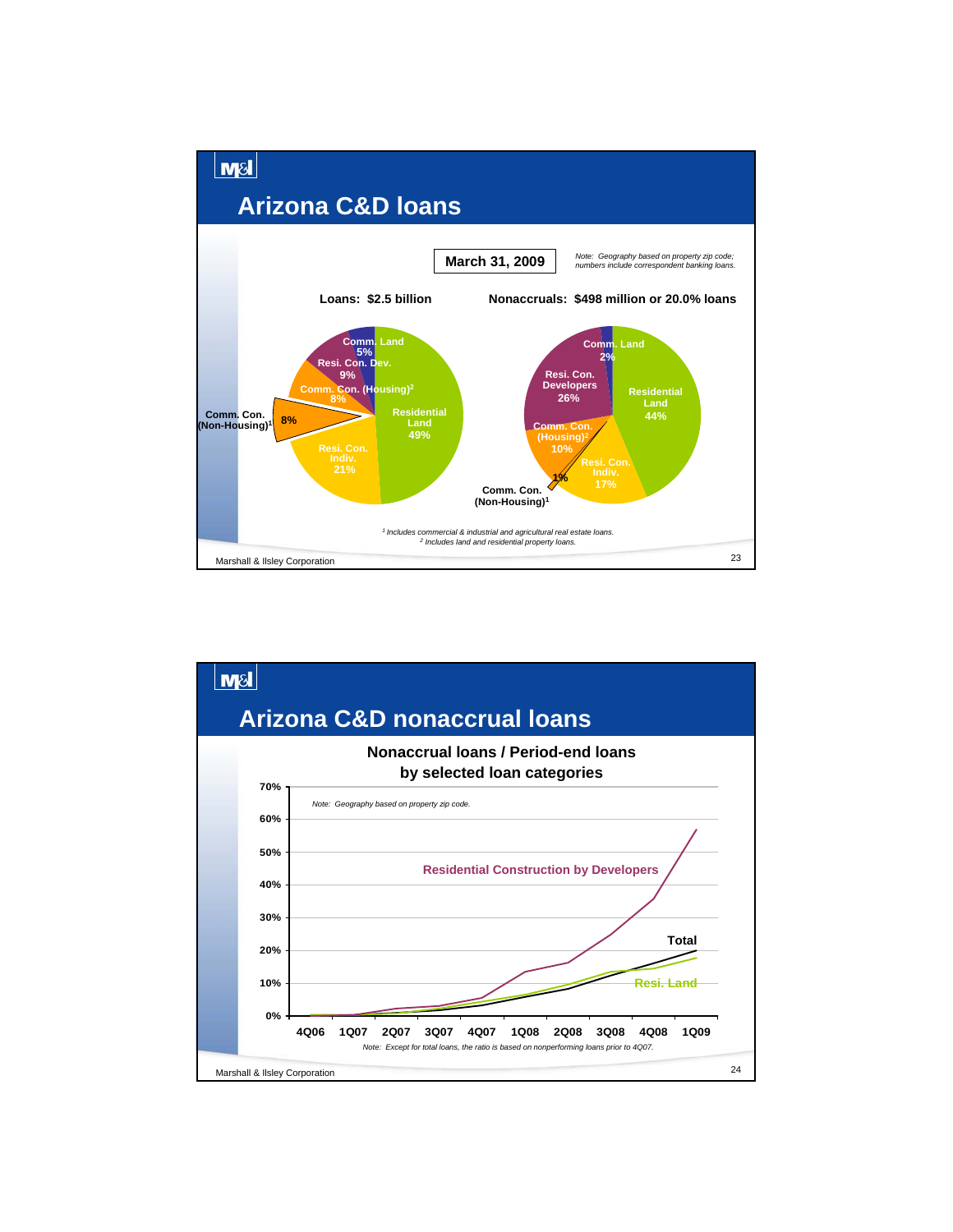# Arizona C&D loans

**March 31, 2009**

*Note: Geography based on property zip code; numbers include correspondent banking loans.*

**Loans: $2.5 billion**

| Category | % |
|---|---|
| Residential Land | 49% |
| Resi. Con. Indiv. | 21% |
| Comm. Con. (Non-Housing)[1] | 8% |
| Comm. Con. (Housing)[2] | 8% |
| Resi. Con. Dev. | 9% |
| Comm. Land | 5% |

**Nonaccruals: $498 million or 20.0% loans**

| Category | % |
|---|---|
| Residential Land | 44% |
| Resi. Con. Indiv. | 17% |
| Comm. Con. (Non-Housing)[1] | 1% |
| Comm. Con. (Housing)[2] | 10% |
| Resi. Con. Developers | 26% |
| Comm. Land | 2% |

*[1] Includes commercial & industrial and agricultural real estate loans.*
*[2] Includes land and residential property loans.*

Marshall & Ilsley Corporation

# Arizona C&D nonaccrual loans

**Nonaccrual loans / Period-end loans by selected loan categories**

*Note: Geography based on property zip code.*

Series: Residential Construction by Developers; Total; Resi. Land

Y-axis: 0% – 70%; X-axis: 4Q06, 1Q07, 2Q07, 3Q07, 4Q07, 1Q08, 2Q08, 3Q08, 4Q08, 1Q09

*Note: Except for total loans, the ratio is based on nonperforming loans prior to 4Q07.*

Marshall & Ilsley Corporation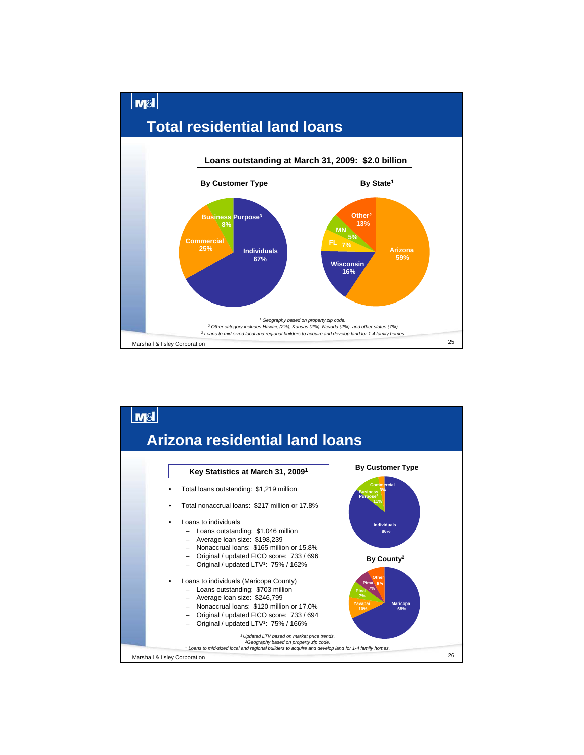# Total residential land loans

**Loans outstanding at March 31, 2009: $2.0 billion**

**By Customer Type**

| Customer Type | % |
|---|---|
| Individuals | 67% |
| Commercial | 25% |
| Business Purpose[3] | 8% |

**By State[1]**

| State | % |
|---|---|
| Arizona | 59% |
| Wisconsin | 16% |
| FL | 7% |
| MN | 5% |
| Other[2] | 13% |

*[1] Geography based on property zip code.*
*[2] Other category includes Hawaii, (2%), Kansas (2%), Nevada (2%), and other states (7%).*
*[3] Loans to mid-sized local and regional builders to acquire and develop land for 1-4 family homes.*

Marshall & Ilsley Corporation

# Arizona residential land loans

**Key Statistics at March 31, 2009[1]**

- Total loans outstanding: $1,219 million
- Total nonaccrual loans: $217 million or 17.8%
- Loans to individuals
  - Loans outstanding: $1,046 million
  - Average loan size: $198,239
  - Nonaccrual loans: $165 million or 15.8%
  - Original / updated FICO score: 733 / 696
  - Original / updated LTV[1]: 75% / 162%
- Loans to individuals (Maricopa County)
  - Loans outstanding: $703 million
  - Average loan size: $246,799
  - Nonaccrual loans: $120 million or 17.0%
  - Original / updated FICO score: 733 / 694
  - Original / updated LTV[1]: 75% / 166%

**By Customer Type**

| Customer Type | % |
|---|---|
| Individuals | 86% |
| Business Purpose[3] | 11% |
| Commercial | 3% |

**By County[2]**

| County | % |
|---|---|
| Maricopa | 68% |
| Yavapai | 10% |
| Pinal | 7% |
| Pima | 7% |
| Other | 8% |

*[1] Updated LTV based on market price trends.*
*[2] Geography based on property zip code.*
*[3] Loans to mid-sized local and regional builders to acquire and develop land for 1-4 family homes.*

Marshall & Ilsley Corporation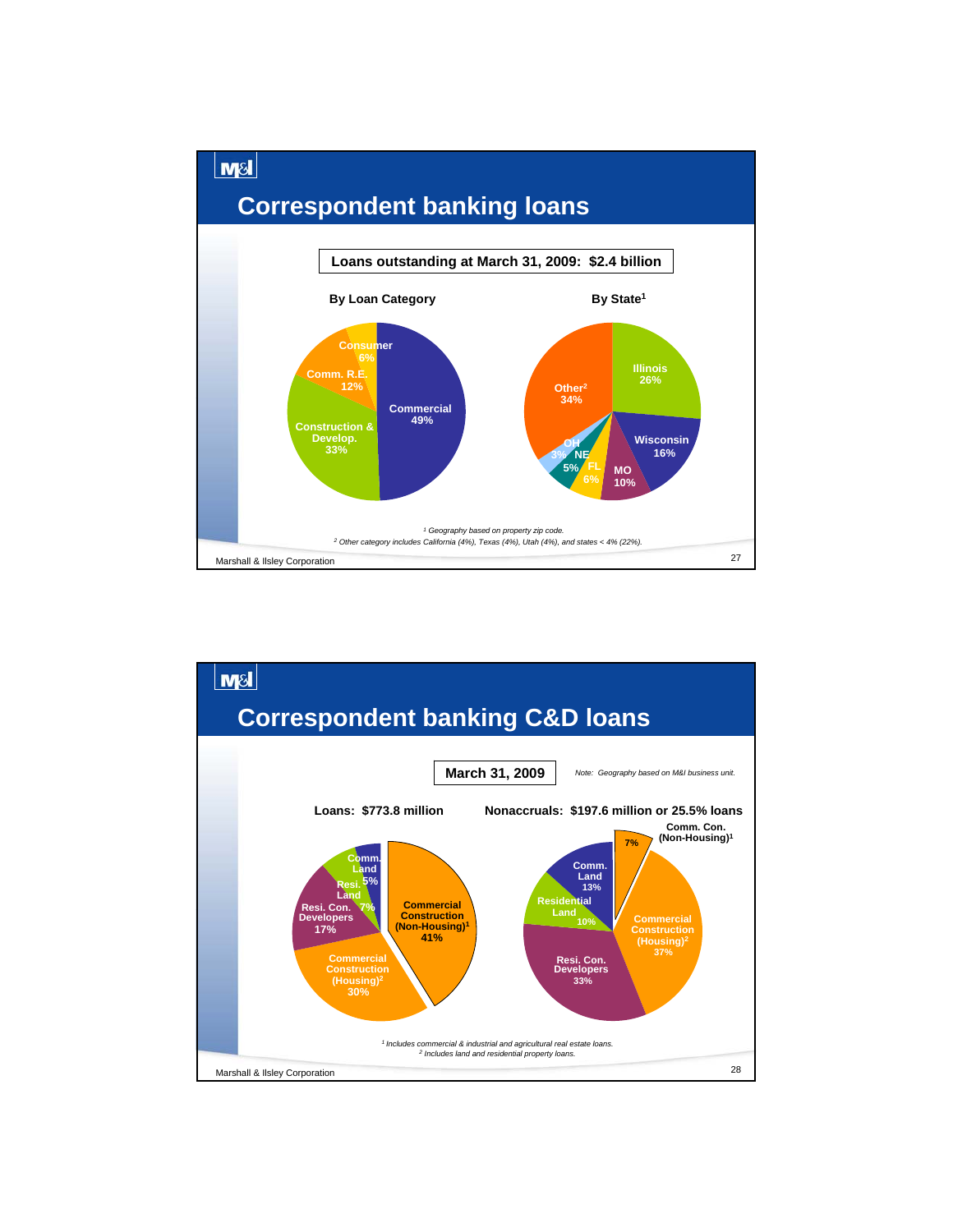## Correspondent banking loans

**Loans outstanding at March 31, 2009: $2.4 billion**

**By Loan Category**

| Category | Share |
|---|---|
| Commercial | 49% |
| Construction & Develop. | 33% |
| Comm. R.E. | 12% |
| Consumer | 6% |

**By State[1]**

| State | Share |
|---|---|
| Illinois | 26% |
| Wisconsin | 16% |
| MO | 10% |
| FL | 6% |
| NE | 5% |
| OH | 3% |
| Other[2] | 34% |

*[1] Geography based on property zip code.*
*[2] Other category includes California (4%), Texas (4%), Utah (4%), and states < 4% (22%).*

Marshall & Ilsley Corporation

## Correspondent banking C&D loans

**March 31, 2009**

*Note: Geography based on M&I business unit.*

**Loans: $773.8 million**

| Category | Share |
|---|---|
| Commercial Construction (Non-Housing)[1] | 41% |
| Commercial Construction (Housing)[2] | 30% |
| Resi. Con. Developers | 17% |
| Resi. Land | 7% |
| Comm. Land | 5% |

**Nonaccruals: $197.6 million or 25.5% loans**

| Category | Share |
|---|---|
| Comm. Con. (Non-Housing)[1] | 7% |
| Commercial Construction (Housing)[2] | 37% |
| Resi. Con. Developers | 33% |
| Residential Land | 10% |
| Comm. Land | 13% |

*[1] Includes commercial & industrial and agricultural real estate loans.*
*[2] Includes land and residential property loans.*

Marshall & Ilsley Corporation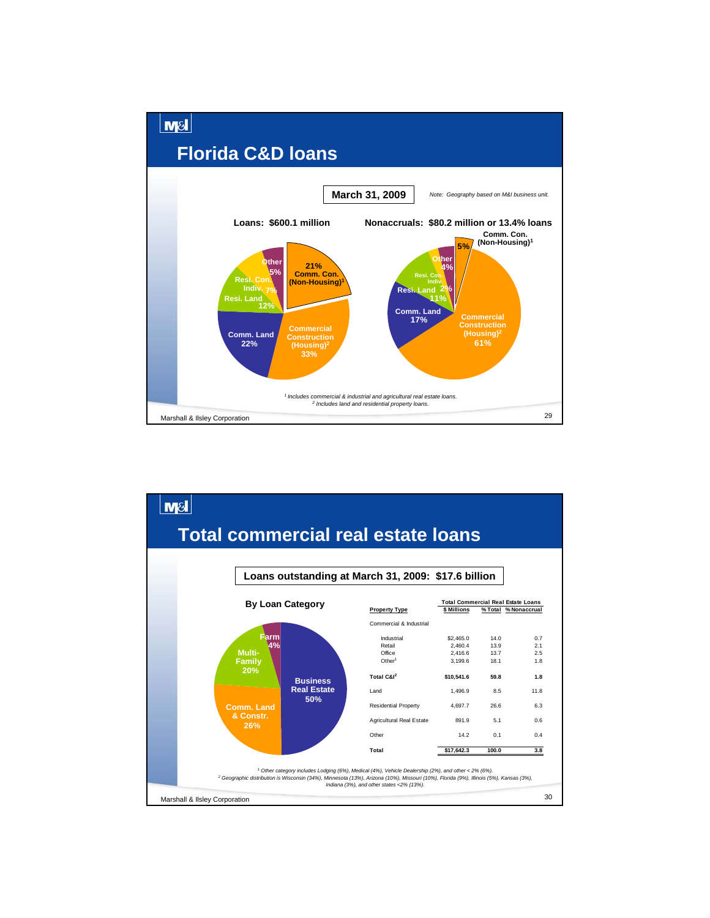## Florida C&D loans

**March 31, 2009**

*Note: Geography based on M&I business unit.*

**Loans: $600.1 million**

- Comm. Con. (Non-Housing)[1]: 21%
- Commercial Construction (Housing)[2]: 33%
- Comm. Land: 22%
- Resi. Land: 12%
- Resi. Con. Indiv.: 7%
- Other: 5%

**Nonaccruals: $80.2 million or 13.4% loans**

- Comm. Con. (Non-Housing)[1]: 5%
- Commercial Construction (Housing)[2]: 61%
- Comm. Land: 17%
- Resi. Land: 11%
- Resi. Con. Indiv.: 2%
- Other: 4%

*[1] Includes commercial & industrial and agricultural real estate loans.*
*[2] Includes land and residential property loans.*

## Total commercial real estate loans

**Loans outstanding at March 31, 2009: $17.6 billion**

**By Loan Category**

- Business Real Estate: 50%
- Comm. Land & Constr.: 26%
- Multi-Family: 20%
- Farm: 4%

| Property Type | Total Commercial Real Estate Loans | | |
|---|---|---|---|
| | $ Millions | % Total | % Nonaccrual |
| Commercial & Industrial | | | |
| Industrial | $2,465.0 | 14.0 | 0.7 |
| Retail | 2,460.4 | 13.9 | 2.1 |
| Office | 2,416.6 | 13.7 | 2.5 |
| Other[1] | 3,199.6 | 18.1 | 1.8 |
| **Total C&I[2]** | **$10,541.6** | **59.8** | **1.8** |
| Land | 1,496.9 | 8.5 | 11.8 |
| Residential Property | 4,697.7 | 26.6 | 6.3 |
| Agricultural Real Estate | 891.9 | 5.1 | 0.6 |
| Other | 14.2 | 0.1 | 0.4 |
| **Total** | **$17,642.3** | **100.0** | **3.8** |

*[1] Other category includes Lodging (6%), Medical (4%), Vehicle Dealership (2%), and other < 2% (6%).*
*[2] Geographic distribution is Wisconsin (34%), Minnesota (13%), Arizona (10%), Missouri (10%), Florida (9%), Illinois (5%), Kansas (3%), Indiana (3%), and other states <2% (13%).*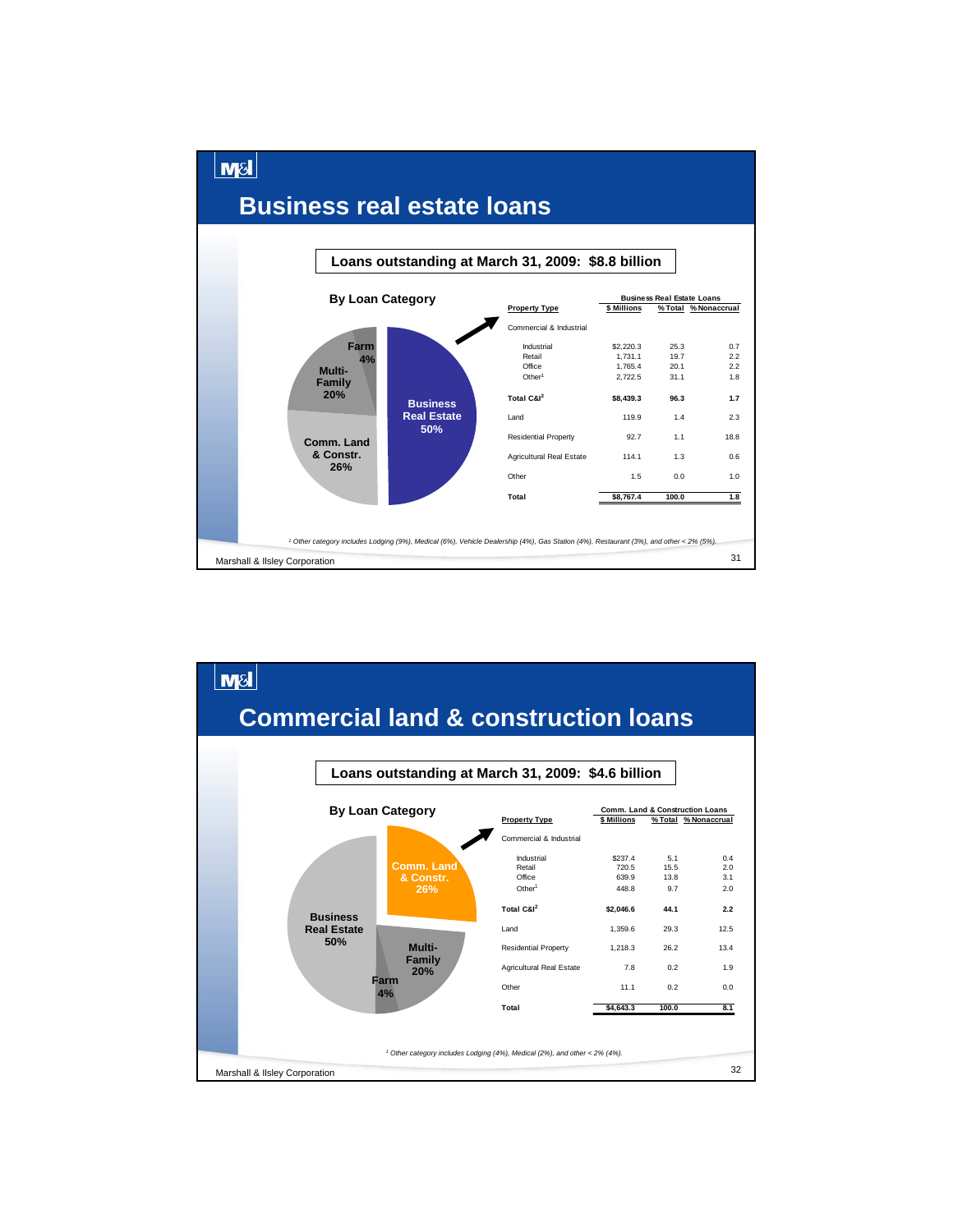# Business real estate loans

**Loans outstanding at March 31, 2009: $8.8 billion**

**By Loan Category**

- Business Real Estate 50%
- Comm. Land & Constr. 26%
- Multi-Family 20%
- Farm 4%

| Property Type | Business Real Estate Loans $ Millions | % Total | % Nonaccrual |
|---|---|---|---|
| Commercial & Industrial | | | |
| Industrial | $2,220.3 | 25.3 | 0.7 |
| Retail | 1,731.1 | 19.7 | 2.2 |
| Office | 1,765.4 | 20.1 | 2.2 |
| Other[1] | 2,722.5 | 31.1 | 1.8 |
| **Total C&I[2]** | **$8,439.3** | **96.3** | **1.7** |
| Land | 119.9 | 1.4 | 2.3 |
| Residential Property | 92.7 | 1.1 | 18.8 |
| Agricultural Real Estate | 114.1 | 1.3 | 0.6 |
| Other | 1.5 | 0.0 | 1.0 |
| **Total** | **$8,767.4** | **100.0** | **1.8** |

*[1] Other category includes Lodging (9%), Medical (6%), Vehicle Dealership (4%), Gas Station (4%), Restaurant (3%), and other < 2% (5%).*

Marshall & Ilsley Corporation

# Commercial land & construction loans

**Loans outstanding at March 31, 2009: $4.6 billion**

**By Loan Category**

- Comm. Land & Constr. 26%
- Business Real Estate 50%
- Multi-Family 20%
- Farm 4%

| Property Type | Comm. Land & Construction Loans $ Millions | % Total | % Nonaccrual |
|---|---|---|---|
| Commercial & Industrial | | | |
| Industrial | $237.4 | 5.1 | 0.4 |
| Retail | 720.5 | 15.5 | 2.0 |
| Office | 639.9 | 13.8 | 3.1 |
| Other[1] | 448.8 | 9.7 | 2.0 |
| **Total C&I[2]** | **$2,046.6** | **44.1** | **2.2** |
| Land | 1,359.6 | 29.3 | 12.5 |
| Residential Property | 1,218.3 | 26.2 | 13.4 |
| Agricultural Real Estate | 7.8 | 0.2 | 1.9 |
| Other | 11.1 | 0.2 | 0.0 |
| **Total** | **$4,643.3** | **100.0** | **8.1** |

*[1] Other category includes Lodging (4%), Medical (2%), and other < 2% (4%).*

Marshall & Ilsley Corporation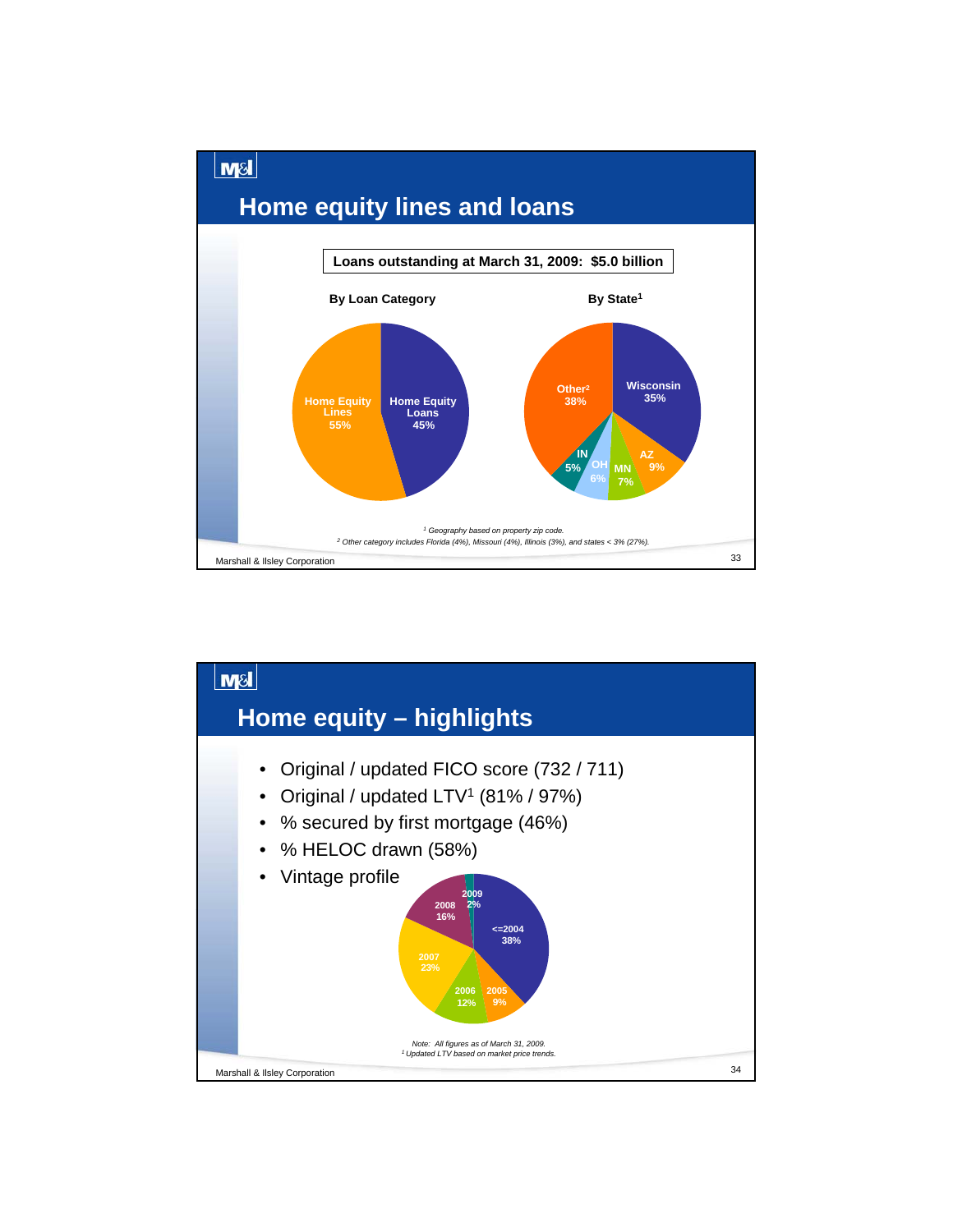## Home equity lines and loans

**Loans outstanding at March 31, 2009: $5.0 billion**

**By Loan Category**

| Category | % |
|---|---|
| Home Equity Lines | 55% |
| Home Equity Loans | 45% |

**By State[1]**

| State | % |
|---|---|
| Wisconsin | 35% |
| AZ | 9% |
| MN | 7% |
| OH | 6% |
| IN | 5% |
| Other[2] | 38% |

*[1] Geography based on property zip code.*

*[2] Other category includes Florida (4%), Missouri (4%), Illinois (3%), and states < 3% (27%).*

Marshall & Ilsley Corporation

## Home equity – highlights

- Original / updated FICO score (732 / 711)
- Original / updated LTV[1] (81% / 97%)
- % secured by first mortgage (46%)
- % HELOC drawn (58%)
- Vintage profile

| Vintage | % |
|---|---|
| <=2004 | 38% |
| 2005 | 9% |
| 2006 | 12% |
| 2007 | 23% |
| 2008 | 16% |
| 2009 | 2% |

*Note: All figures as of March 31, 2009.*

*[1] Updated LTV based on market price trends.*

Marshall & Ilsley Corporation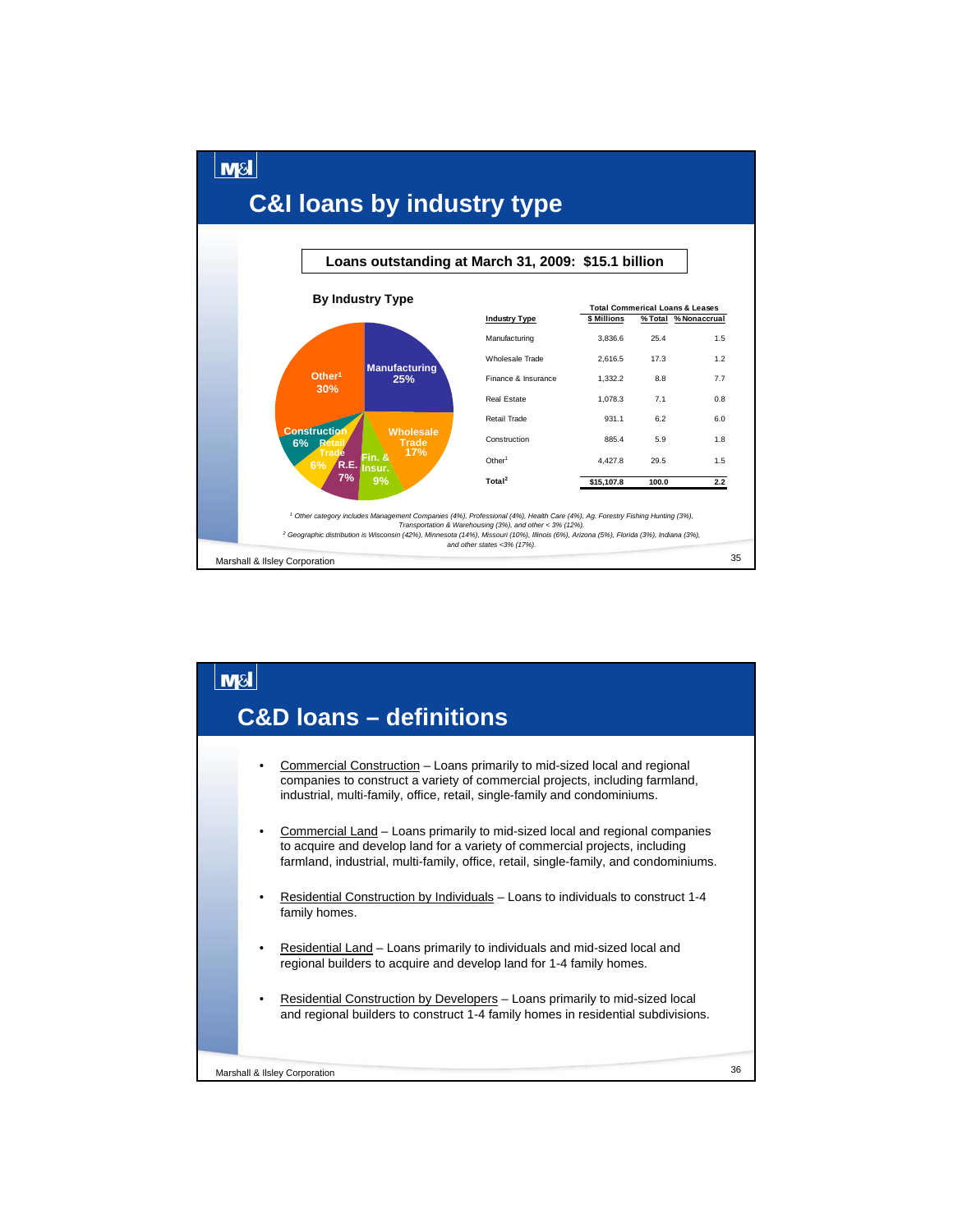## C&I loans by industry type

**Loans outstanding at March 31, 2009: $15.1 billion**

**By Industry Type**

| Industry Type | Total Commerical Loans & Leases | | |
|---|---|---|---|
| | $ Millions | % Total | % Nonaccrual |
| Manufacturing | 3,836.6 | 25.4 | 1.5 |
| Wholesale Trade | 2,616.5 | 17.3 | 1.2 |
| Finance & Insurance | 1,332.2 | 8.8 | 7.7 |
| Real Estate | 1,078.3 | 7.1 | 0.8 |
| Retail Trade | 931.1 | 6.2 | 6.0 |
| Construction | 885.4 | 5.9 | 1.8 |
| Other[1] | 4,427.8 | 29.5 | 1.5 |
| Total[2] | $15,107.8 | 100.0 | 2.2 |

[1] Other category includes Management Companies (4%), Professional (4%), Health Care (4%), Ag. Forestry Fishing Hunting (3%), Transportation & Warehousing (3%), and other < 3% (12%).

[2] Geographic distribution is Wisconsin (42%), Minnesota (14%), Missouri (10%), Illinois (6%), Arizona (5%), Florida (3%), Indiana (3%), and other states <3% (17%).

Marshall & Ilsley Corporation

## C&D loans – definitions

- Commercial Construction – Loans primarily to mid-sized local and regional companies to construct a variety of commercial projects, including farmland, industrial, multi-family, office, retail, single-family and condominiums.
- Commercial Land – Loans primarily to mid-sized local and regional companies to acquire and develop land for a variety of commercial projects, including farmland, industrial, multi-family, office, retail, single-family, and condominiums.
- Residential Construction by Individuals – Loans to individuals to construct 1-4 family homes.
- Residential Land – Loans primarily to individuals and mid-sized local and regional builders to acquire and develop land for 1-4 family homes.
- Residential Construction by Developers – Loans primarily to mid-sized local and regional builders to construct 1-4 family homes in residential subdivisions.

Marshall & Ilsley Corporation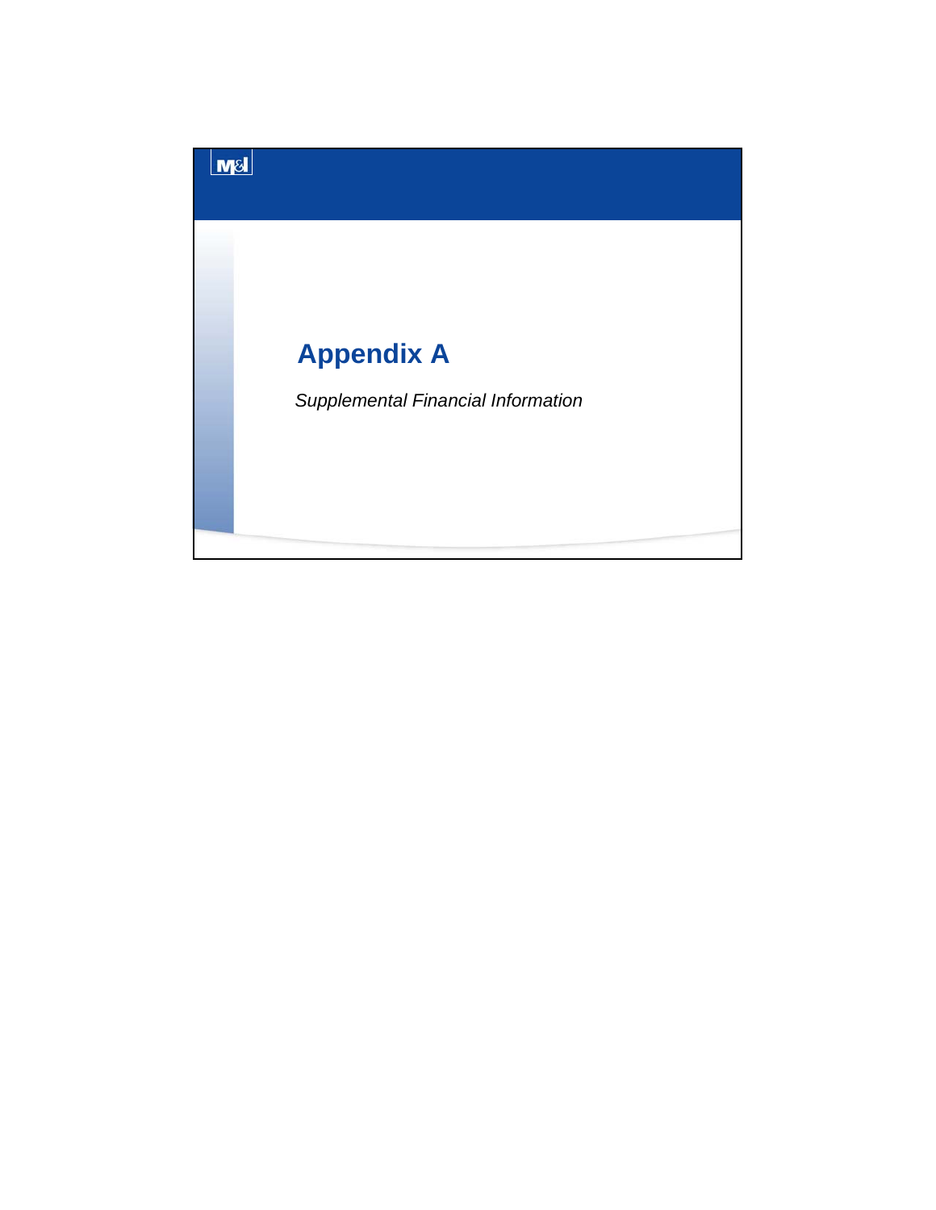# Appendix A

*Supplemental Financial Information*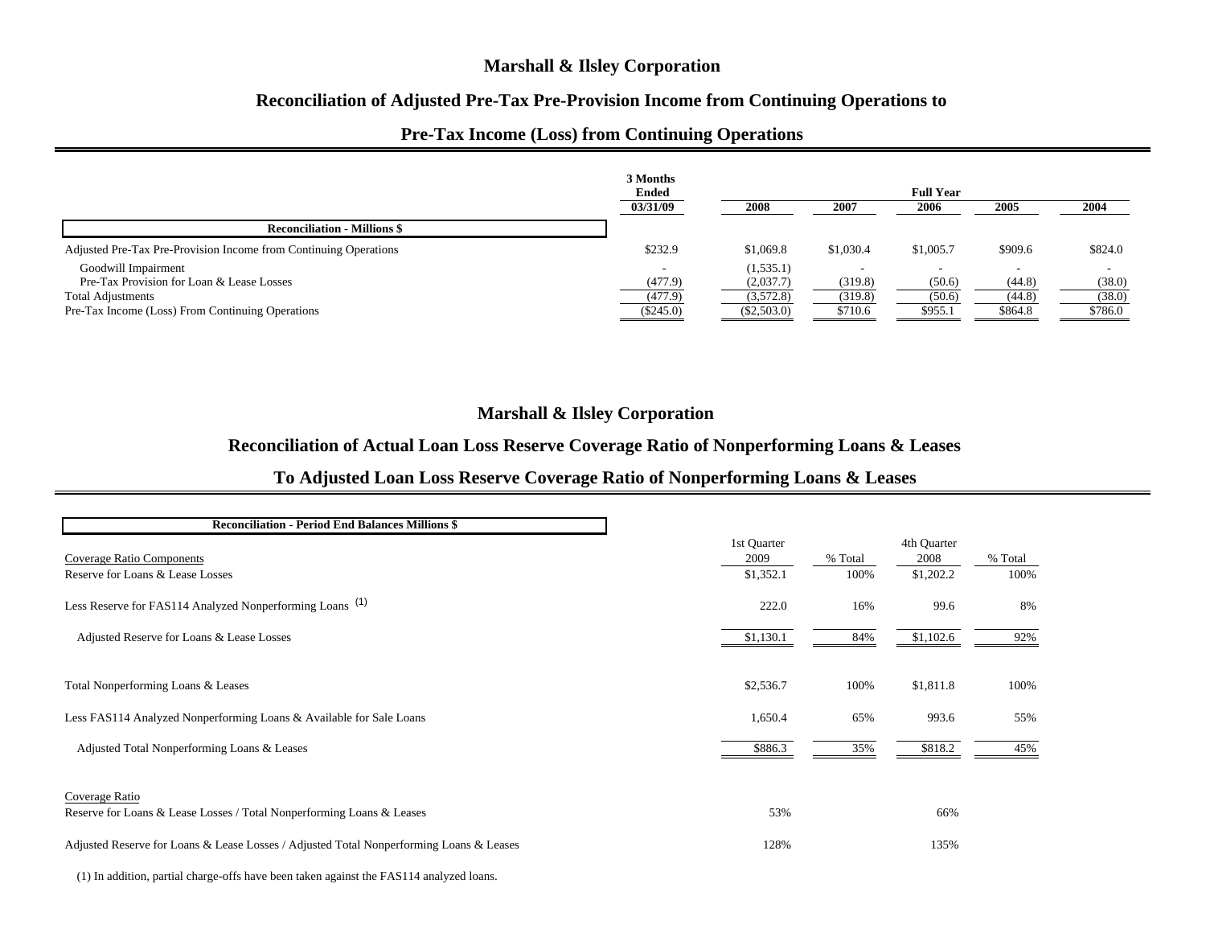## Marshall & Ilsley Corporation

## Reconciliation of Adjusted Pre-Tax Pre-Provision Income from Continuing Operations to

## Pre-Tax Income (Loss) from Continuing Operations

| Reconciliation - Millions $ | 3 Months Ended 03/31/09 | Full Year 2008 | 2007 | 2006 | 2005 | 2004 |
|---|---|---|---|---|---|---|
| Adjusted Pre-Tax Pre-Provision Income from Continuing Operations | $232.9 | $1,069.8 | $1,030.4 | $1,005.7 | $909.6 | $824.0 |
| Goodwill Impairment | - | (1,535.1) | - | - | - | - |
| Pre-Tax Provision for Loan & Lease Losses | (477.9) | (2,037.7) | (319.8) | (50.6) | (44.8) | (38.0) |
| Total Adjustments | (477.9) | (3,572.8) | (319.8) | (50.6) | (44.8) | (38.0) |
| Pre-Tax Income (Loss) From Continuing Operations | ($245.0) | ($2,503.0) | $710.6 | $955.1 | $864.8 | $786.0 |

## Marshall & Ilsley Corporation

## Reconciliation of Actual Loan Loss Reserve Coverage Ratio of Nonperforming Loans & Leases

## To Adjusted Loan Loss Reserve Coverage Ratio of Nonperforming Loans & Leases

| Reconciliation - Period End Balances Millions $ | 1st Quarter 2009 | % Total | 4th Quarter 2008 | % Total |
|---|---|---|---|---|
| Coverage Ratio Components | | | | |
| Reserve for Loans & Lease Losses | $1,352.1 | 100% | $1,202.2 | 100% |
| Less Reserve for FAS114 Analyzed Nonperforming Loans (1) | 222.0 | 16% | 99.6 | 8% |
| Adjusted Reserve for Loans & Lease Losses | $1,130.1 | 84% | $1,102.6 | 92% |
| Total Nonperforming Loans & Leases | $2,536.7 | 100% | $1,811.8 | 100% |
| Less FAS114 Analyzed Nonperforming Loans & Available for Sale Loans | 1,650.4 | 65% | 993.6 | 55% |
| Adjusted Total Nonperforming Loans & Leases | $886.3 | 35% | $818.2 | 45% |
| Coverage Ratio | | | | |
| Reserve for Loans & Lease Losses / Total Nonperforming Loans & Leases | 53% | | 66% | |
| Adjusted Reserve for Loans & Lease Losses / Adjusted Total Nonperforming Loans & Leases | 128% | | 135% | |

(1) In addition, partial charge-offs have been taken against the FAS114 analyzed loans.